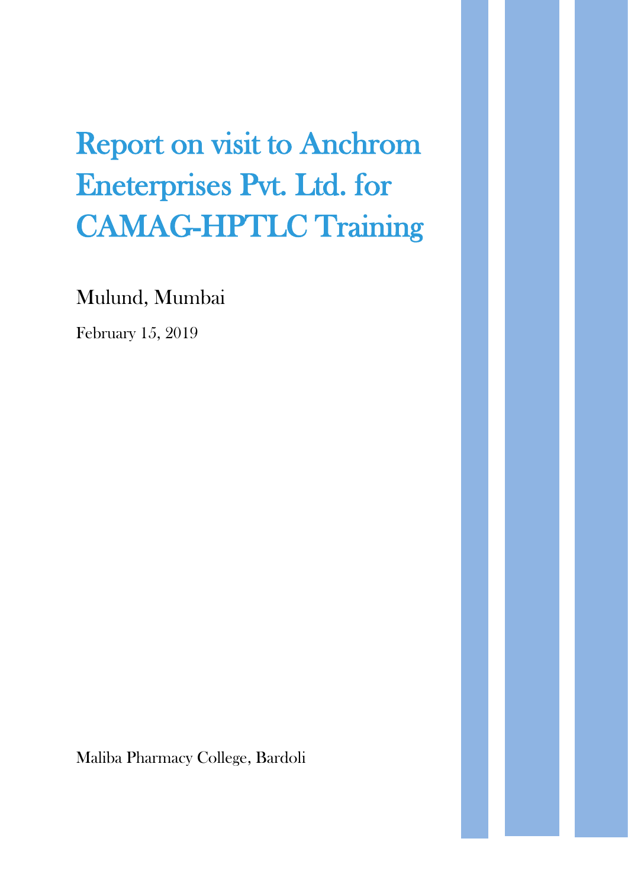# Report on visit to Anchrom Eneterprises Pvt. Ltd. for CAMAG-HPTLC Training

## Mulund, Mumbai

February 15, 2019

Maliba Pharmacy College, Bardoli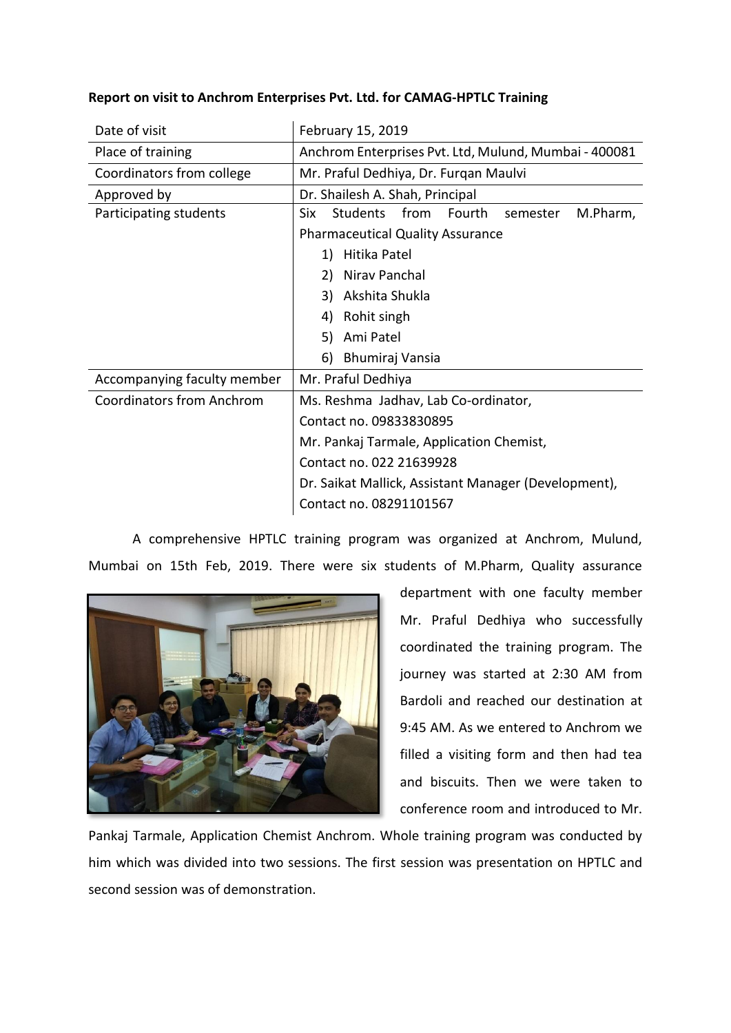**Report on visit to Anchrom Enterprises Pvt. Ltd. for CAMAG-HPTLC Training**

| | |
|---|---|
| Date of visit | February 15, 2019 |
| Place of training | Anchrom Enterprises Pvt. Ltd, Mulund, Mumbai - 400081 |
| Coordinators from college | Mr. Praful Dedhiya, Dr. Furqan Maulvi |
| Approved by | Dr. Shailesh A. Shah, Principal |
| Participating students | Six Students from Fourth semester M.Pharm, Pharmaceutical Quality Assurance<br>1) Hitika Patel<br>2) Nirav Panchal<br>3) Akshita Shukla<br>4) Rohit singh<br>5) Ami Patel<br>6) Bhumiraj Vansia |
| Accompanying faculty member | Mr. Praful Dedhiya |
| Coordinators from Anchrom | Ms. Reshma Jadhav, Lab Co-ordinator,<br>Contact no. 09833830895<br>Mr. Pankaj Tarmale, Application Chemist,<br>Contact no. 022 21639928<br>Dr. Saikat Mallick, Assistant Manager (Development),<br>Contact no. 08291101567 |

A comprehensive HPTLC training program was organized at Anchrom, Mulund, Mumbai on 15th Feb, 2019. There were six students of M.Pharm, Quality assurance department with one faculty member Mr. Praful Dedhiya who successfully coordinated the training program. The journey was started at 2:30 AM from Bardoli and reached our destination at 9:45 AM. As we entered to Anchrom we filled a visiting form and then had tea and biscuits. Then we were taken to conference room and introduced to Mr. Pankaj Tarmale, Application Chemist Anchrom. Whole training program was conducted by him which was divided into two sessions. The first session was presentation on HPTLC and second session was of demonstration.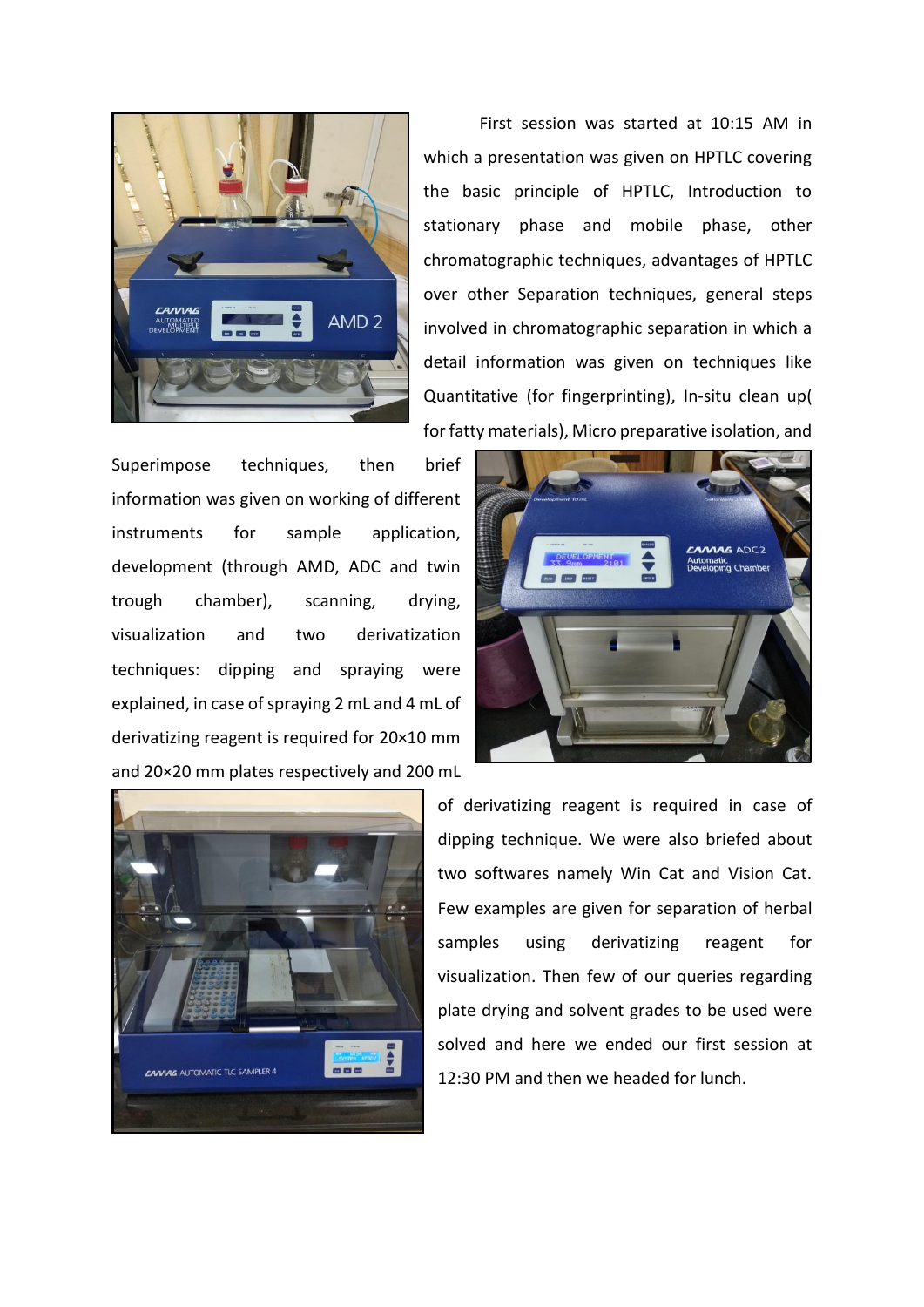First session was started at 10:15 AM in which a presentation was given on HPTLC covering the basic principle of HPTLC, Introduction to stationary phase and mobile phase, other chromatographic techniques, advantages of HPTLC over other Separation techniques, general steps involved in chromatographic separation in which a detail information was given on techniques like Quantitative (for fingerprinting), In-situ clean up( for fatty materials), Micro preparative isolation, and Superimpose techniques, then brief information was given on working of different instruments for sample application, development (through AMD, ADC and twin trough chamber), scanning, drying, visualization and two derivatization techniques: dipping and spraying were explained, in case of spraying 2 mL and 4 mL of derivatizing reagent is required for 20×10 mm and 20×20 mm plates respectively and 200 mL of derivatizing reagent is required in case of dipping technique. We were also briefed about two softwares namely Win Cat and Vision Cat. Few examples are given for separation of herbal samples using derivatizing reagent for visualization. Then few of our queries regarding plate drying and solvent grades to be used were solved and here we ended our first session at 12:30 PM and then we headed for lunch.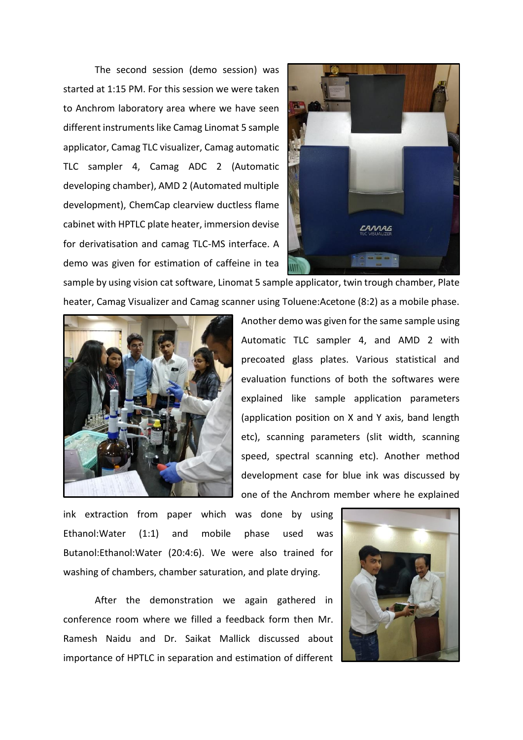The second session (demo session) was started at 1:15 PM. For this session we were taken to Anchrom laboratory area where we have seen different instruments like Camag Linomat 5 sample applicator, Camag TLC visualizer, Camag automatic TLC sampler 4, Camag ADC 2 (Automatic developing chamber), AMD 2 (Automated multiple development), ChemCap clearview ductless flame cabinet with HPTLC plate heater, immersion devise for derivatisation and camag TLC-MS interface. A demo was given for estimation of caffeine in tea sample by using vision cat software, Linomat 5 sample applicator, twin trough chamber, Plate heater, Camag Visualizer and Camag scanner using Toluene:Acetone (8:2) as a mobile phase.

Another demo was given for the same sample using Automatic TLC sampler 4, and AMD 2 with precoated glass plates. Various statistical and evaluation functions of both the softwares were explained like sample application parameters (application position on X and Y axis, band length etc), scanning parameters (slit width, scanning speed, spectral scanning etc). Another method development case for blue ink was discussed by one of the Anchrom member where he explained ink extraction from paper which was done by using Ethanol:Water (1:1) and mobile phase used was Butanol:Ethanol:Water (20:4:6). We were also trained for washing of chambers, chamber saturation, and plate drying.

After the demonstration we again gathered in conference room where we filled a feedback form then Mr. Ramesh Naidu and Dr. Saikat Mallick discussed about importance of HPTLC in separation and estimation of different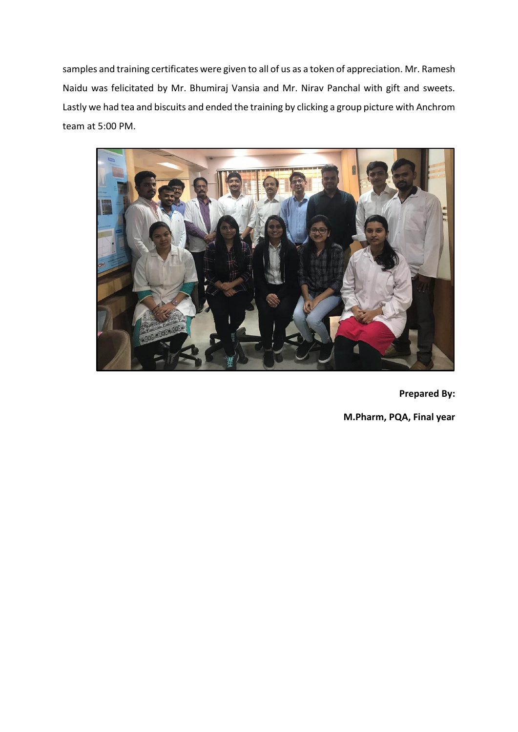samples and training certificates were given to all of us as a token of appreciation. Mr. Ramesh Naidu was felicitated by Mr. Bhumiraj Vansia and Mr. Nirav Panchal with gift and sweets. Lastly we had tea and biscuits and ended the training by clicking a group picture with Anchrom team at 5:00 PM.

**Prepared By:**

**M.Pharm, PQA, Final year**